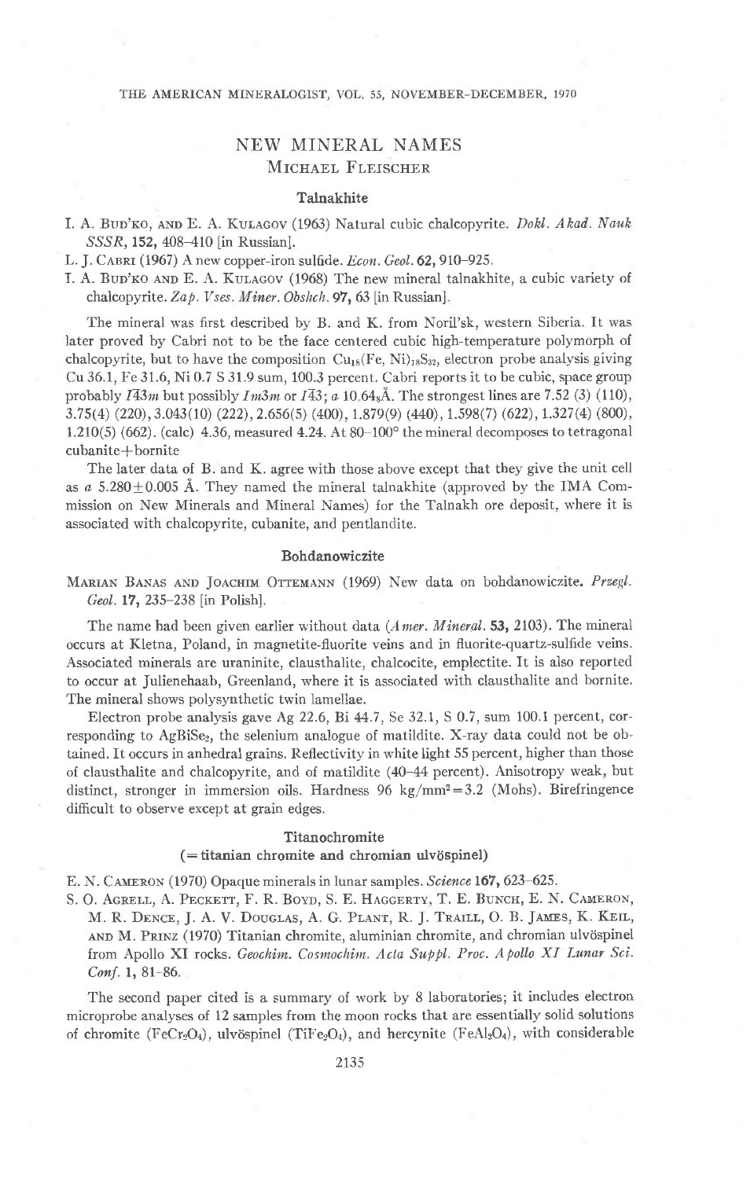# NEW MINERAL NAMES

MICHAEL FLEISCHER

## Talnakhite

I. A. BUD'KO, AND E. A. KULAGOV (1963) Natural cubic chalcopyrite. *Dokl. Akad. Nauk SSSR*, **152**, 408–410 [in Russian].

L. J. CABRI (1967) A new copper-iron sulfide. *Econ. Geol.* **62**, 910–925.

I. A. BUD'KO AND E. A. KULAGOV (1968) The new mineral talnakhite, a cubic variety of chalcopyrite. *Zap. Vses. Miner. Obshch.* **97**, 63 [in Russian].

The mineral was first described by B. and K. from Noril'sk, western Siberia. It was later proved by Cabri not to be the face centered cubic high-temperature polymorph of chalcopyrite, but to have the composition $Cu_{18}(Fe, Ni)_{18}S_{32}$, electron probe analysis giving Cu 36.1, Fe 31.6, Ni 0.7 S 31.9 sum, 100.3 percent. Cabri reports it to be cubic, space group probably $I\bar{4}3m$ but possibly $Im3m$ or $I\bar{4}3$; *a* $10.64_8$Å. The strongest lines are 7.52 (3) (110), 3.75(4) (220), 3.043(10) (222), 2.656(5) (400), 1.879(9) (440), 1.598(7) (622), 1.327(4) (800), 1.210(5) (662). (calc) 4.36, measured 4.24. At 80–100° the mineral decomposes to tetragonal cubanite+bornite

The later data of B. and K. agree with those above except that they give the unit cell as *a* $5.280 \pm 0.005$ Å. They named the mineral talnakhite (approved by the IMA Commission on New Minerals and Mineral Names) for the Talnakh ore deposit, where it is associated with chalcopyrite, cubanite, and pentlandite.

## Bohdanowiczite

MARIAN BANAS AND JOACHIM OTTEMANN (1969) New data on bohdanowiczite. *Przegl. Geol.* **17**, 235–238 [in Polish].

The name had been given earlier without data (*Amer. Mineral.* **53**, 2103). The mineral occurs at Kletna, Poland, in magnetite-fluorite veins and in fluorite-quartz-sulfide veins. Associated minerals are uraninite, clausthalite, chalcocite, emplectite. It is also reported to occur at Julienehaab, Greenland, where it is associated with clausthalite and bornite. The mineral shows polysynthetic twin lamellae.

Electron probe analysis gave Ag 22.6, Bi 44.7, Se 32.1, S 0.7, sum 100.1 percent, corresponding to $AgBiSe_2$, the selenium analogue of matildite. X-ray data could not be obtained. It occurs in anhedral grains. Reflectivity in white light 55 percent, higher than those of clausthalite and chalcopyrite, and of matildite (40–44 percent). Anisotropy weak, but distinct, stronger in immersion oils. Hardness 96 kg/mm$^2$ = 3.2 (Mohs). Birefringence difficult to observe except at grain edges.

## Titanochromite
### (= titanian chromite and chromian ulvöspinel)

E. N. CAMERON (1970) Opaque minerals in lunar samples. *Science* **167**, 623–625.

S. O. AGRELL, A. PECKETT, F. R. BOYD, S. E. HAGGERTY, T. E. BUNCH, E. N. CAMERON, M. R. DENCE, J. A. V. DOUGLAS, A. G. PLANT, R. J. TRAILL, O. B. JAMES, K. KEIL, AND M. PRINZ (1970) Titanian chromite, aluminian chromite, and chromian ulvöspinel from Apollo XI rocks. *Geochim. Cosmochim. Acta Suppl. Proc. Apollo XI Lunar Sci. Conf.* **1**, 81–86.

The second paper cited is a summary of work by 8 laboratories; it includes electron microprobe analyses of 12 samples from the moon rocks that are essentially solid solutions of chromite ($FeCr_2O_4$), ulvöspinel ($TiFe_2O_4$), and hercynite ($FeAl_2O_4$), with considerable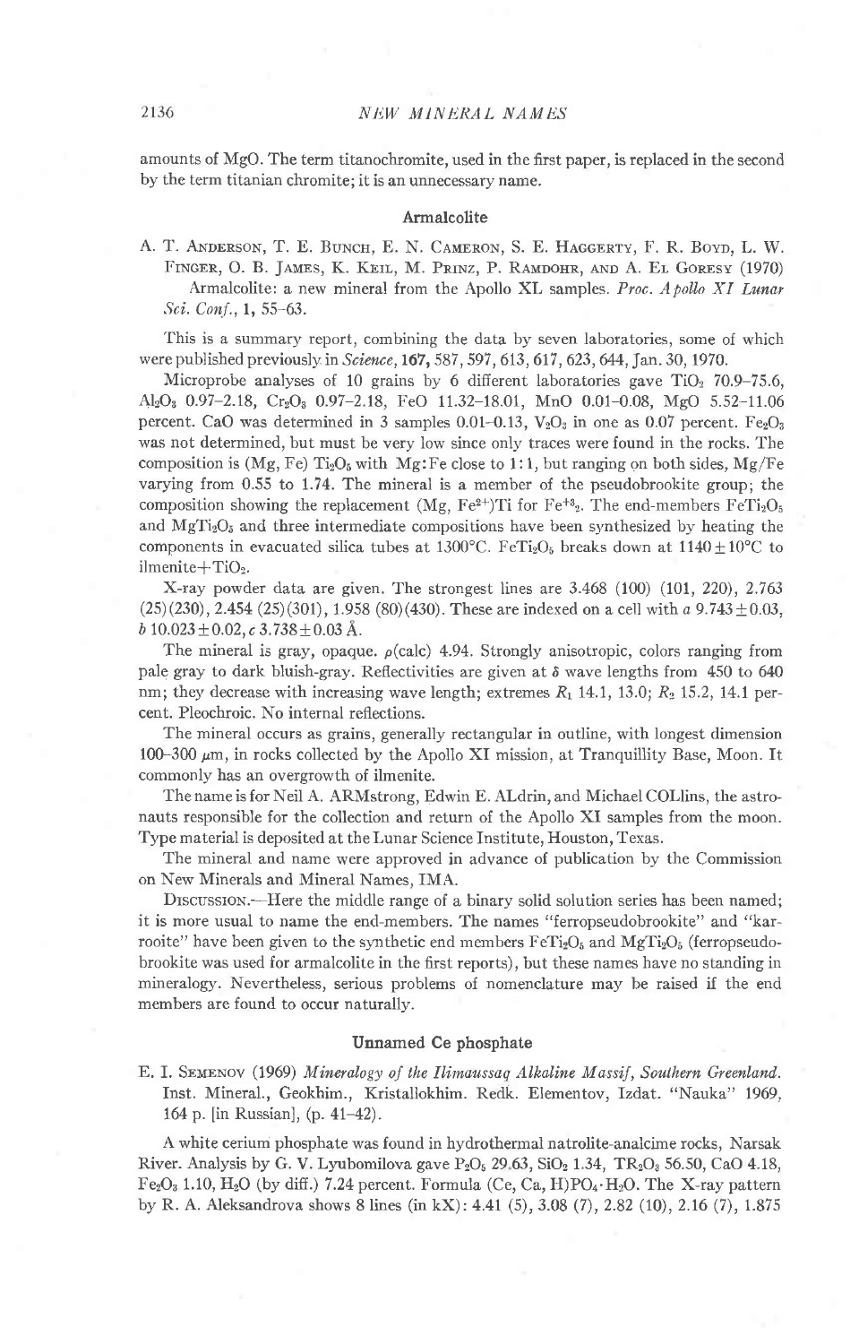amounts of MgO. The term titanochromite, used in the first paper, is replaced in the second by the term titanian chromite; it is an unnecessary name.

### Armalcolite

A. T. Anderson, T. E. Bunch, E. N. Cameron, S. E. Haggerty, F. R. Boyd, L. W. Finger, O. B. James, K. Keil, M. Prinz, P. Ramdohr, and A. El Goresy (1970) Armalcolite: a new mineral from the Apollo XL samples. *Proc. Apollo XI Lunar Sci. Conf.*, **1**, 55–63.

This is a summary report, combining the data by seven laboratories, some of which were published previously in *Science*, **167**, 587, 597, 613, 617, 623, 644, Jan. 30, 1970.

Microprobe analyses of 10 grains by 6 different laboratories gave $TiO_2$ 70.9–75.6, $Al_2O_3$ 0.97–2.18, $Cr_2O_3$ 0.97–2.18, FeO 11.32–18.01, MnO 0.01–0.08, MgO 5.52–11.06 percent. CaO was determined in 3 samples 0.01–0.13, $V_2O_3$ in one as 0.07 percent. $Fe_2O_3$ was not determined, but must be very low since only traces were found in the rocks. The composition is (Mg, Fe) $Ti_2O_5$ with Mg:Fe close to 1:1, but ranging on both sides, Mg/Fe varying from 0.55 to 1.74. The mineral is a member of the pseudobrookite group; the composition showing the replacement (Mg, $Fe^{2+}$)Ti for $Fe^{+3}_2$. The end-members $FeTi_2O_5$ and $MgTi_2O_5$ and three intermediate compositions have been synthesized by heating the components in evacuated silica tubes at 1300°C. $FeTi_2O_5$ breaks down at 1140±10°C to ilmenite+$TiO_2$.

X-ray powder data are given. The strongest lines are 3.468 (100) (101, 220), 2.763 (25)(230), 2.454 (25)(301), 1.958 (80)(430). These are indexed on a cell with *a* 9.743±0.03, *b* 10.023±0.02, *c* 3.738±0.03 Å.

The mineral is gray, opaque. ρ(calc) 4.94. Strongly anisotropic, colors ranging from pale gray to dark bluish-gray. Reflectivities are given at 6 wave lengths from 450 to 640 nm; they decrease with increasing wave length; extremes $R_1$ 14.1, 13.0; $R_2$ 15.2, 14.1 percent. Pleochroic. No internal reflections.

The mineral occurs as grains, generally rectangular in outline, with longest dimension 100–300 μm, in rocks collected by the Apollo XI mission, at Tranquillity Base, Moon. It commonly has an overgrowth of ilmenite.

The name is for Neil A. ARMstrong, Edwin E. ALdrin, and Michael COLlins, the astronauts responsible for the collection and return of the Apollo XI samples from the moon. Type material is deposited at the Lunar Science Institute, Houston, Texas.

The mineral and name were approved in advance of publication by the Commission on New Minerals and Mineral Names, IMA.

Discussion.—Here the middle range of a binary solid solution series has been named; it is more usual to name the end-members. The names "ferropseudobrookite" and "karrooite" have been given to the synthetic end members $FeTi_2O_5$ and $MgTi_2O_5$ (ferropseudobrookite was used for armalcolite in the first reports), but these names have no standing in mineralogy. Nevertheless, serious problems of nomenclature may be raised if the end members are found to occur naturally.

### Unnamed Ce phosphate

E. I. Semenov (1969) *Mineralogy of the Ilimaussaq Alkaline Massif, Southern Greenland.* Inst. Mineral., Geokhim., Kristallokhim. Redk. Elementov, Izdat. "Nauka" 1969, 164 p. [in Russian], (p. 41–42).

A white cerium phosphate was found in hydrothermal natrolite-analcime rocks, Narsak River. Analysis by G. V. Lyubomilova gave $P_2O_5$ 29.63, $SiO_2$ 1.34, $TR_2O_3$ 56.50, CaO 4.18, $Fe_2O_3$ 1.10, $H_2O$ (by diff.) 7.24 percent. Formula (Ce, Ca, H)$PO_4 \cdot H_2O$. The X-ray pattern by R. A. Aleksandrova shows 8 lines (in kX): 4.41 (5), 3.08 (7), 2.82 (10), 2.16 (7), 1.875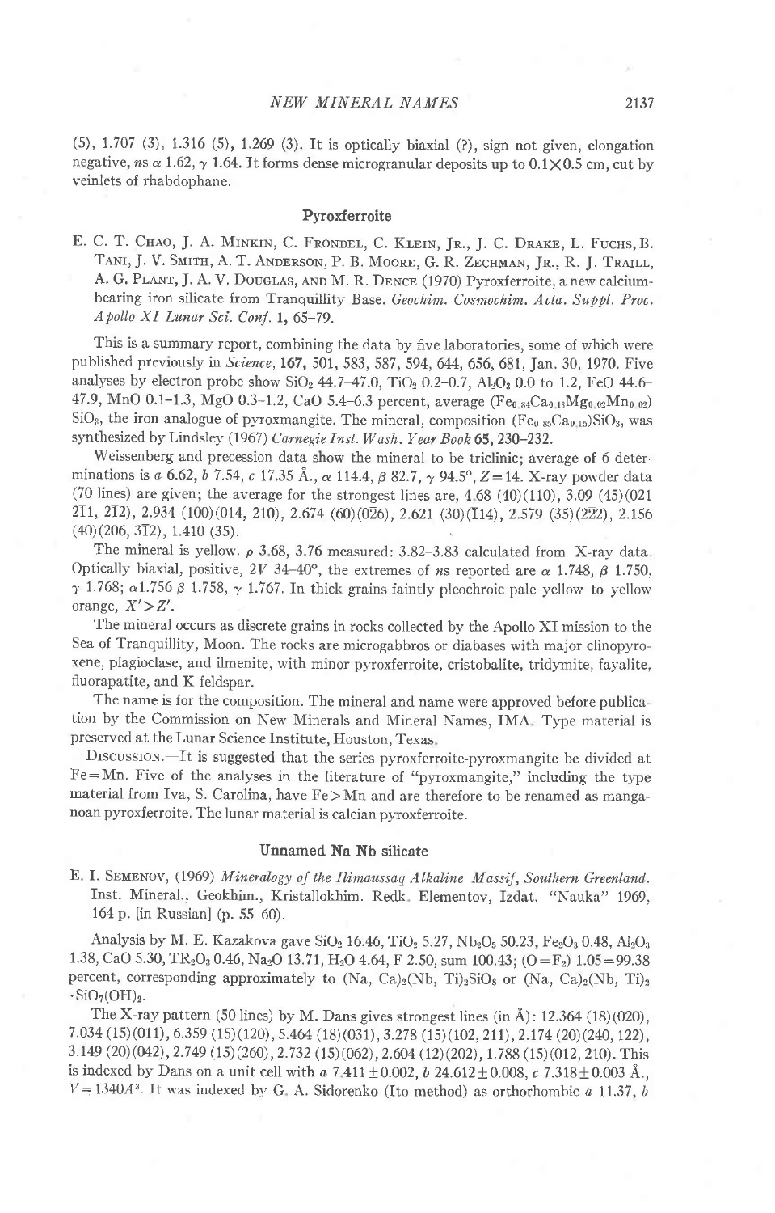(5), 1.707 (3), 1.316 (5), 1.269 (3). It is optically biaxial (?), sign not given, elongation negative, *ns* $\alpha$ 1.62, $\gamma$ 1.64. It forms dense microgranular deposits up to 0.1×0.5 cm, cut by veinlets of rhabdophane.

## Pyroxferroite

E. C. T. Chao, J. A. Minkin, C. Frondel, C. Klein, Jr., J. C. Drake, L. Fuchs, B. Tani, J. V. Smith, A. T. Anderson, P. B. Moore, G. R. Zechman, Jr., R. J. Traill, A. G. Plant, J. A. V. Douglas, and M. R. Dence (1970) Pyroxferroite, a new calcium-bearing iron silicate from Tranquillity Base. *Geochim. Cosmochim. Acta. Suppl. Proc. Apollo XI Lunar Sci. Conf.* **1**, 65–79.

This is a summary report, combining the data by five laboratories, some of which were published previously in *Science*, **167**, 501, 583, 587, 594, 644, 656, 681, Jan. 30, 1970. Five analyses by electron probe show $SiO_2$ 44.7–47.0, $TiO_2$ 0.2–0.7, $Al_2O_3$ 0.0 to 1.2, FeO 44.6–47.9, MnO 0.1–1.3, MgO 0.3–1.2, CaO 5.4–6.3 percent, average $(Fe_{0.84}Ca_{0.13}Mg_{0.02}Mn_{0.02})SiO_3$, the iron analogue of pyroxmangite. The mineral, composition $(Fe_{0.85}Ca_{0.15})SiO_3$, was synthesized by Lindsley (1967) *Carnegie Inst. Wash. Year Book* **65**, 230–232.

Weissenberg and precession data show the mineral to be triclinic; average of 6 determinations is *a* 6.62, *b* 7.54, *c* 17.35 Å., $\alpha$ 114.4, $\beta$ 82.7, $\gamma$ 94.5°, $Z=14$. X-ray powder data (70 lines) are given; the average for the strongest lines are, 4.68 (40)(110), 3.09 (45)(021 $2\bar{1}1$, $2\bar{1}2$), 2.934 (100)(014, 210), 2.674 (60)($0\bar{2}6$), 2.621 (30)($\bar{1}14$), 2.579 (35)($2\bar{2}2$), 2.156 (40)(206, $3\bar{1}2$), 1.410 (35).

The mineral is yellow. $\rho$ 3.68, 3.76 measured: 3.82–3.83 calculated from X-ray data. Optically biaxial, positive, 2*V* 34–40°, the extremes of *ns* reported are $\alpha$ 1.748, $\beta$ 1.750, $\gamma$ 1.768; $\alpha$1.756 $\beta$ 1.758, $\gamma$ 1.767. In thick grains faintly pleochroic pale yellow to yellow orange, $X' > Z'$.

The mineral occurs as discrete grains in rocks collected by the Apollo XI mission to the Sea of Tranquillity, Moon. The rocks are microgabbros or diabases with major clinopyroxene, plagioclase, and ilmenite, with minor pyroxferroite, cristobalite, tridymite, fayalite, fluorapatite, and K feldspar.

The name is for the composition. The mineral and name were approved before publication by the Commission on New Minerals and Mineral Names, IMA. Type material is preserved at the Lunar Science Institute, Houston, Texas.

Discussion.—It is suggested that the series pyroxferroite-pyroxmangite be divided at Fe=Mn. Five of the analyses in the literature of "pyroxmangite," including the type material from Iva, S. Carolina, have Fe>Mn and are therefore to be renamed as manganoan pyroxferroite. The lunar material is calcian pyroxferroite.

## Unnamed Na Nb silicate

E. I. Semenov, (1969) *Mineralogy of the Ilimaussaq Alkaline Massif, Southern Greenland.* Inst. Mineral., Geokhim., Kristallokhim. Redk. Elementov, Izdat. "Nauka" 1969, 164 p. [in Russian] (p. 55–60).

Analysis by M. E. Kazakova gave $SiO_2$ 16.46, $TiO_2$ 5.27, $Nb_2O_5$ 50.23, $Fe_2O_3$ 0.48, $Al_2O_3$ 1.38, CaO 5.30, $TR_2O_3$ 0.46, $Na_2O$ 13.71, $H_2O$ 4.64, F 2.50, sum 100.43; $(O=F_2)$ 1.05=99.38 percent, corresponding approximately to $(Na, Ca)_2(Nb, Ti)_2SiO_8$ or $(Na, Ca)_2(Nb, Ti)_2 \cdot SiO_7(OH)_2$.

The X-ray pattern (50 lines) by M. Dans gives strongest lines (in Å): 12.364 (18)(020), 7.034 (15)(011), 6.359 (15)(120), 5.464 (18)(031), 3.278 (15)(102, 211), 2.174 (20)(240, 122), 3.149 (20)(042), 2.749 (15)(260), 2.732 (15)(062), 2.604 (12)(202), 1.788 (15)(012, 210). This is indexed by Dans on a unit cell with *a* 7.411±0.002, *b* 24.612±0.008, *c* 7.318±0.003 Å., $V=1340 A^3$. It was indexed by G. A. Sidorenko (Ito method) as orthorhombic *a* 11.37, *b*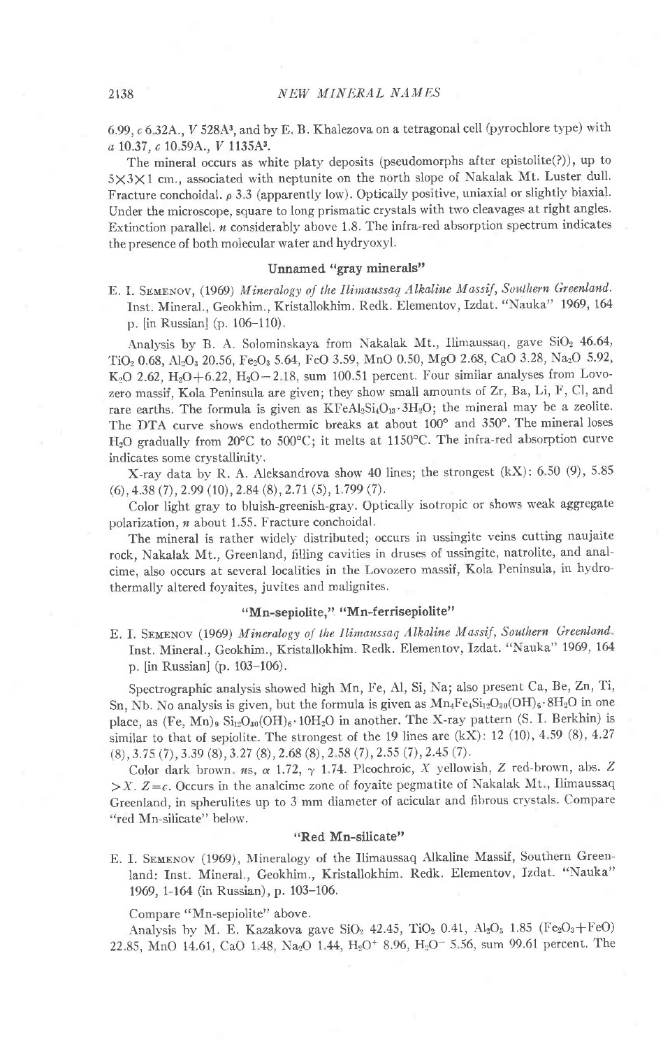6.99, *c* 6.32A., *V* 528A³, and by E. B. Khalezova on a tetragonal cell (pyrochlore type) with *a* 10.37, *c* 10.59A., *V* 1135A³.

The mineral occurs as white platy deposits (pseudomorphs after epistolite(?)), up to 5×3×1 cm., associated with neptunite on the north slope of Nakalak Mt. Luster dull. Fracture conchoidal. ρ 3.3 (apparently low). Optically positive, uniaxial or slightly biaxial. Under the microscope, square to long prismatic crystals with two cleavages at right angles. Extinction parallel. *n* considerably above 1.8. The infra-red absorption spectrum indicates the presence of both molecular water and hydryoxyl.

### Unnamed "gray minerals"

E. I. Semenov, (1969) *Mineralogy of the Ilimaussaq Alkaline Massif, Southern Greenland.* Inst. Mineral., Geokhim., Kristallokhim. Redk. Elementov, Izdat. "Nauka" 1969, 164 p. [in Russian] (p. 106–110).

Analysis by B. A. Solominskaya from Nakalak Mt., Ilimaussaq, gave $SiO_2$ 46.64, $TiO_2$ 0.68, $Al_2O_3$ 20.56, $Fe_2O_3$ 5.64, FeO 3.59, MnO 0.50, MgO 2.68, CaO 3.28, $Na_2O$ 5.92, $K_2O$ 2.62, $H_2O+$6.22, $H_2O-$2.18, sum 100.51 percent. Four similar analyses from Lovozero massif, Kola Peninsula are given; they show small amounts of Zr, Ba, Li, F, Cl, and rare earths. The formula is given as $KFeAl_2Si_4O_{13}\cdot 3H_2O$; the mineral may be a zeolite. The DTA curve shows endothermic breaks at about 100° and 350°. The mineral loses $H_2O$ gradually from 20°C to 500°C; it melts at 1150°C. The infra-red absorption curve indicates some crystallinity.

X-ray data by R. A. Aleksandrova show 40 lines; the strongest (kX): 6.50 (9), 5.85 (6), 4.38 (7), 2.99 (10), 2.84 (8), 2.71 (5), 1.799 (7).

Color light gray to bluish-greenish-gray. Optically isotropic or shows weak aggregate polarization, *n* about 1.55. Fracture conchoidal.

The mineral is rather widely distributed; occurs in ussingite veins cutting naujaite rock, Nakalak Mt., Greenland, filling cavities in druses of ussingite, natrolite, and analcime, also occurs at several localities in the Lovozero massif, Kola Peninsula, in hydrothermally altered foyaites, juvites and malignites.

### "Mn-sepiolite," "Mn-ferrisepiolite"

E. I. Semenov (1969) *Mineralogy of the Ilimaussaq Alkaline Massif, Southern Greenland.* Inst. Mineral., Geokhim., Kristallokhim. Redk. Elementov, Izdat. "Nauka" 1969, 164 p. [in Russian] (p. 103–106).

Spectrographic analysis showed high Mn, Fe, Al, Si, Na; also present Ca, Be, Zn, Ti, Sn, Nb. No analysis is given, but the formula is given as $Mn_4Fe_4Si_{12}O_{30}(OH)_6\cdot 8H_2O$ in one place, as $(Fe, Mn)_9\ Si_{12}O_{30}(OH)_6\cdot 10H_2O$ in another. The X-ray pattern (S. I. Berkhin) is similar to that of sepiolite. The strongest of the 19 lines are (kX): 12 (10), 4.59 (8), 4.27 (8), 3.75 (7), 3.39 (8), 3.27 (8), 2.68 (8), 2.58 (7), 2.55 (7), 2.45 (7).

Color dark brown. *ns*, α 1.72, γ 1.74. Pleochroic, *X* yellowish, *Z* red-brown, abs. *Z* > *X*. *Z* = *c*. Occurs in the analcime zone of foyaite pegmatite of Nakalak Mt., Ilimaussaq Greenland, in spherulites up to 3 mm diameter of acicular and fibrous crystals. Compare "red Mn-silicate" below.

### "Red Mn-silicate"

E. I. Semenov (1969), Mineralogy of the Ilimaussaq Alkaline Massif, Southern Greenland: Inst. Mineral., Geokhim., Kristallokhim. Redk. Elementov, Izdat. "Nauka" 1969, 1-164 (in Russian), p. 103–106.

Compare "Mn-sepiolite" above.

Analysis by M. E. Kazakova gave $SiO_2$ 42.45, $TiO_2$ 0.41, $Al_2O_3$ 1.85 ($Fe_2O_3$+FeO) 22.85, MnO 14.61, CaO 1.48, $Na_2O$ 1.44, $H_2O^+$ 8.96, $H_2O^-$ 5.56, sum 99.61 percent. The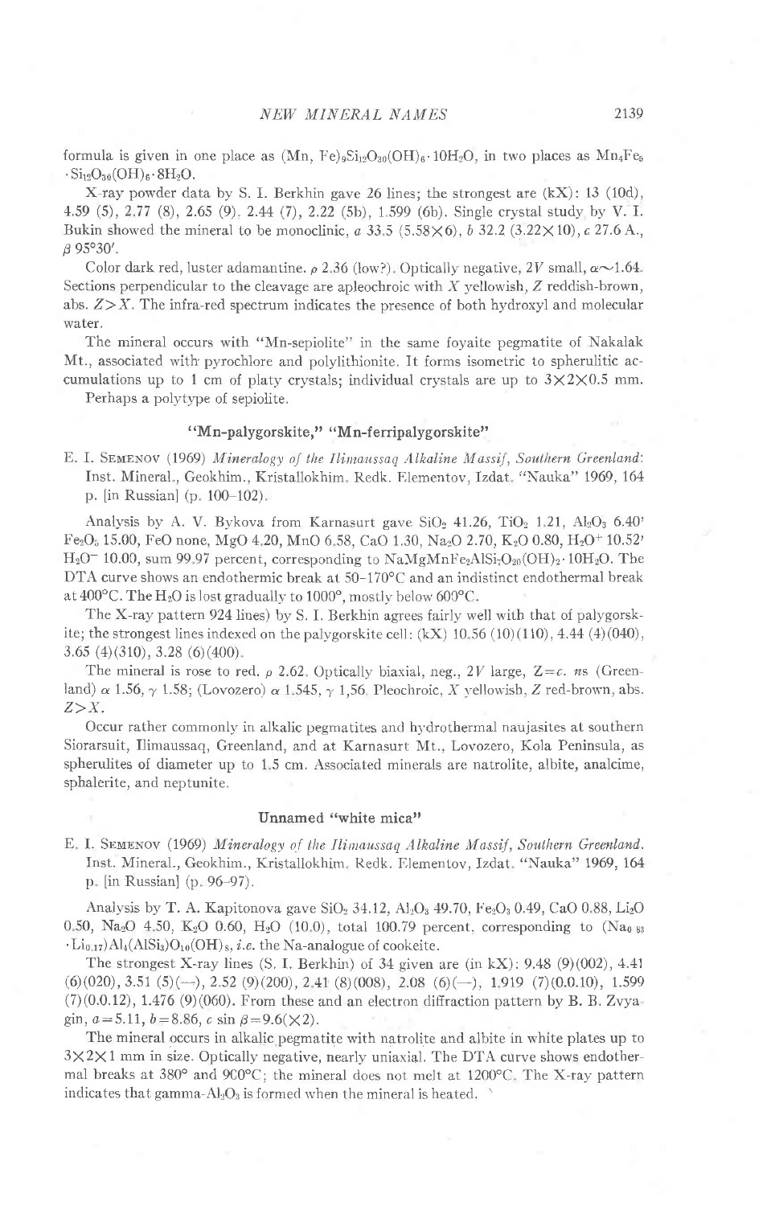formula is given in one place as $(Mn, Fe)_9Si_{12}O_{30}(OH)_6 \cdot 10H_2O$, in two places as $Mn_4Fe_5 \cdot Si_{12}O_{30}(OH)_6 \cdot 8H_2O$.

X-ray powder data by S. I. Berkhin gave 26 lines; the strongest are (kX): 13 (10d), 4.59 (5), 2.77 (8), 2.65 (9), 2.44 (7), 2.22 (5b), 1.599 (6b). Single crystal study by V. I. Bukin showed the mineral to be monoclinic, *a* 33.5 (5.58×6), *b* 32.2 (3.22×10), *c* 27.6 A., $\beta$ 95°30'.

Color dark red, luster adamantine. $\rho$ 2.36 (low?). Optically negative, 2*V* small, $\alpha \sim 1.64$. Sections perpendicular to the cleavage are apleochroic with *X* yellowish, *Z* reddish-brown, abs. $Z > X$. The infra-red spectrum indicates the presence of both hydroxyl and molecular water.

The mineral occurs with "Mn-sepiolite" in the same foyaite pegmatite of Nakalak Mt., associated with pyrochlore and polylithionite. It forms isometric to spherulitic accumulations up to 1 cm of platy crystals; individual crystals are up to 3×2×0.5 mm.

Perhaps a polytype of sepiolite.

## "Mn-palygorskite," "Mn-ferripalygorskite"

E. I. Semenov (1969) *Mineralogy of the Ilimaussaq Alkaline Massif, Southern Greenland*. Inst. Mineral., Geokhim., Kristallokhim. Redk. Elementov, Izdat. "Nauka" 1969, 164 p. [in Russian] (p. 100–102).

Analysis by A. V. Bykova from Karnasurt gave $SiO_2$ 41.26, $TiO_2$ 1.21, $Al_2O_3$ 6.40' $Fe_2O_3$ 15.00, FeO none, MgO 4.20, MnO 6.58, CaO 1.30, $Na_2O$ 2.70, $K_2O$ 0.80, $H_2O^+$ 10.52' $H_2O^-$ 10.00, sum 99.97 percent, corresponding to $NaMgMnFe_2AlSi_7O_{20}(OH)_2 \cdot 10H_2O$. The DTA curve shows an endothermic break at 50–170°C and an indistinct endothermal break at 400°C. The $H_2O$ is lost gradually to 1000°, mostly below 600°C.

The X-ray pattern 924 lines) by S. I. Berkhin agrees fairly well with that of palygorskite; the strongest lines indexed on the palygorskite cell: (kX) 10.56 (10)(110), 4.44 (4)(040), 3.65 (4)(310), 3.28 (6)(400).

The mineral is rose to red. $\rho$ 2.62. Optically biaxial, neg., 2*V* large, $Z = c$. *ns* (Greenland) $\alpha$ 1.56, $\gamma$ 1.58; (Lovozero) $\alpha$ 1.545, $\gamma$ 1,56. Pleochroic, *X* yellowish, *Z* red-brown, abs. $Z > X$.

Occur rather commonly in alkalic pegmatites and hydrothermal naujasites at southern Siorarsuit, Ilimaussaq, Greenland, and at Karnasurt Mt., Lovozero, Kola Peninsula, as spherulites of diameter up to 1.5 cm. Associated minerals are natrolite, albite, analcime, sphalerite, and neptunite.

## Unnamed "white mica"

E. I. Semenov (1969) *Mineralogy of the Ilimaussaq Alkaline Massif, Southern Greenland*. Inst. Mineral., Geokhim., Kristallokhim. Redk. Elementov, Izdat. "Nauka" 1969, 164 p. [in Russian] (p. 96–97).

Analysis by T. A. Kapitonova gave $SiO_2$ 34.12, $Al_2O_3$ 49.70, $Fe_2O_3$ 0.49, CaO 0.88, $Li_2O$ 0.50, $Na_2O$ 4.50, $K_2O$ 0.60, $H_2O$ (10.0), total 100.79 percent, corresponding to $(Na_{0.83} \cdot Li_{0.17})Al_4(AlSi_3)O_{10}(OH)_8$, *i.e.* the Na-analogue of cookeite.

The strongest X-ray lines (S. I. Berkhin) of 34 given are (in kX): 9.48 (9)(002), 4.41 (6)(020), 3.51 (5)(—), 2.52 (9)(200), 2.41 (8)(008), 2.08 (6)(—), 1.919 (7)(0.0.10), 1.599 (7)(0.0.12), 1.476 (9)(060). From these and an electron diffraction pattern by B. B. Zvyagin, $a = 5.11$, $b = 8.86$, $c \sin \beta = 9.6(\times 2)$.

The mineral occurs in alkalic pegmatite with natrolite and albite in white plates up to 3×2×1 mm in size. Optically negative, nearly uniaxial. The DTA curve shows endothermal breaks at 380° and 900°C; the mineral does not melt at 1200°C. The X-ray pattern indicates that gamma-$Al_2O_3$ is formed when the mineral is heated.